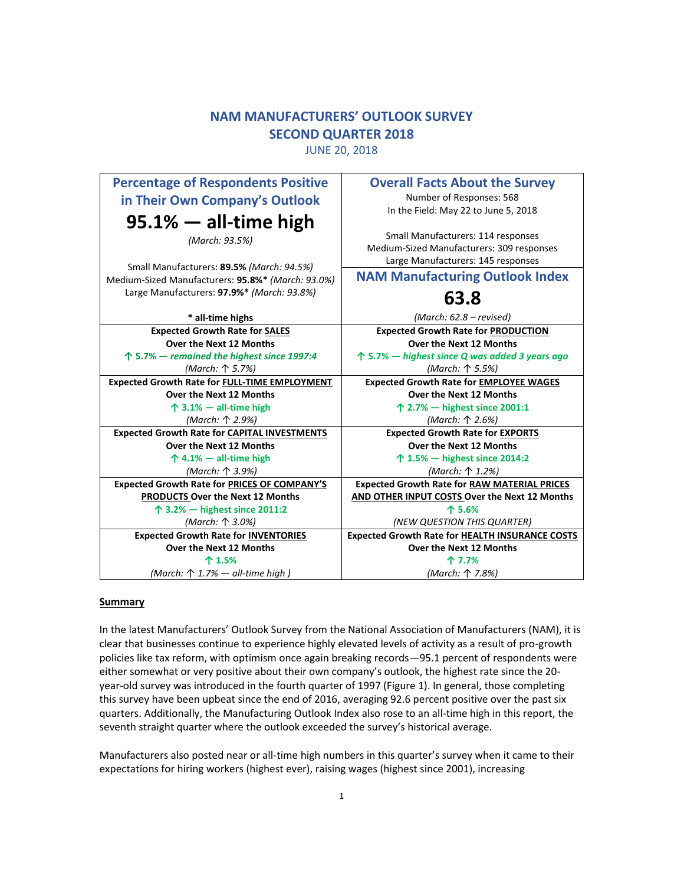# NAM MANUFACTURERS' OUTLOOK SURVEY
## SECOND QUARTER 2018
JUNE 20, 2018

| **Percentage of Respondents Positive in Their Own Company's Outlook**<br>**95.1% — all-time high**<br>*(March: 93.5%)*<br><br>Small Manufacturers: **89.5%** *(March: 94.5%)*<br>Medium-Sized Manufacturers: **95.8%\*** *(March: 93.0%)*<br>Large Manufacturers: **97.9%\*** *(March: 93.8%)*<br><br>**\* all-time highs** | **Overall Facts About the Survey**<br>Number of Responses: 568<br>In the Field: May 22 to June 5, 2018<br><br>Small Manufacturers: 114 responses<br>Medium-Sized Manufacturers: 309 responses<br>Large Manufacturers: 145 responses<br><br>**NAM Manufacturing Outlook Index**<br>**63.8**<br>*(March: 62.8 – revised)* |
|---|---|
| **Expected Growth Rate for SALES Over the Next 12 Months**<br>***↑ 5.7% — remained the highest since 1997:4***<br>*(March: ↑ 5.7%)* | **Expected Growth Rate for PRODUCTION Over the Next 12 Months**<br>***↑ 5.7% — highest since Q was added 3 years ago***<br>*(March: ↑ 5.5%)* |
| **Expected Growth Rate for FULL-TIME EMPLOYMENT Over the Next 12 Months**<br>**↑ 3.1% — all-time high**<br>*(March: ↑ 2.9%)* | **Expected Growth Rate for EMPLOYEE WAGES Over the Next 12 Months**<br>**↑ 2.7% — highest since 2001:1**<br>*(March: ↑ 2.6%)* |
| **Expected Growth Rate for CAPITAL INVESTMENTS Over the Next 12 Months**<br>**↑ 4.1% — all-time high**<br>*(March: ↑ 3.9%)* | **Expected Growth Rate for EXPORTS Over the Next 12 Months**<br>**↑ 1.5% — highest since 2014:2**<br>*(March: ↑ 1.2%)* |
| **Expected Growth Rate for PRICES OF COMPANY'S PRODUCTS Over the Next 12 Months**<br>**↑ 3.2% — highest since 2011:2**<br>*(March: ↑ 3.0%)* | **Expected Growth Rate for RAW MATERIAL PRICES AND OTHER INPUT COSTS Over the Next 12 Months**<br>**↑ 5.6%**<br>*(NEW QUESTION THIS QUARTER)* |
| **Expected Growth Rate for INVENTORIES Over the Next 12 Months**<br>**↑ 1.5%**<br>*(March: ↑ 1.7% — all-time high )* | **Expected Growth Rate for HEALTH INSURANCE COSTS Over the Next 12 Months**<br>**↑ 7.7%**<br>*(March: ↑ 7.8%)* |

## Summary

In the latest Manufacturers' Outlook Survey from the National Association of Manufacturers (NAM), it is clear that businesses continue to experience highly elevated levels of activity as a result of pro-growth policies like tax reform, with optimism once again breaking records—95.1 percent of respondents were either somewhat or very positive about their own company's outlook, the highest rate since the 20-year-old survey was introduced in the fourth quarter of 1997 (Figure 1). In general, those completing this survey have been upbeat since the end of 2016, averaging 92.6 percent positive over the past six quarters. Additionally, the Manufacturing Outlook Index also rose to an all-time high in this report, the seventh straight quarter where the outlook exceeded the survey's historical average.

Manufacturers also posted near or all-time high numbers in this quarter's survey when it came to their expectations for hiring workers (highest ever), raising wages (highest since 2001), increasing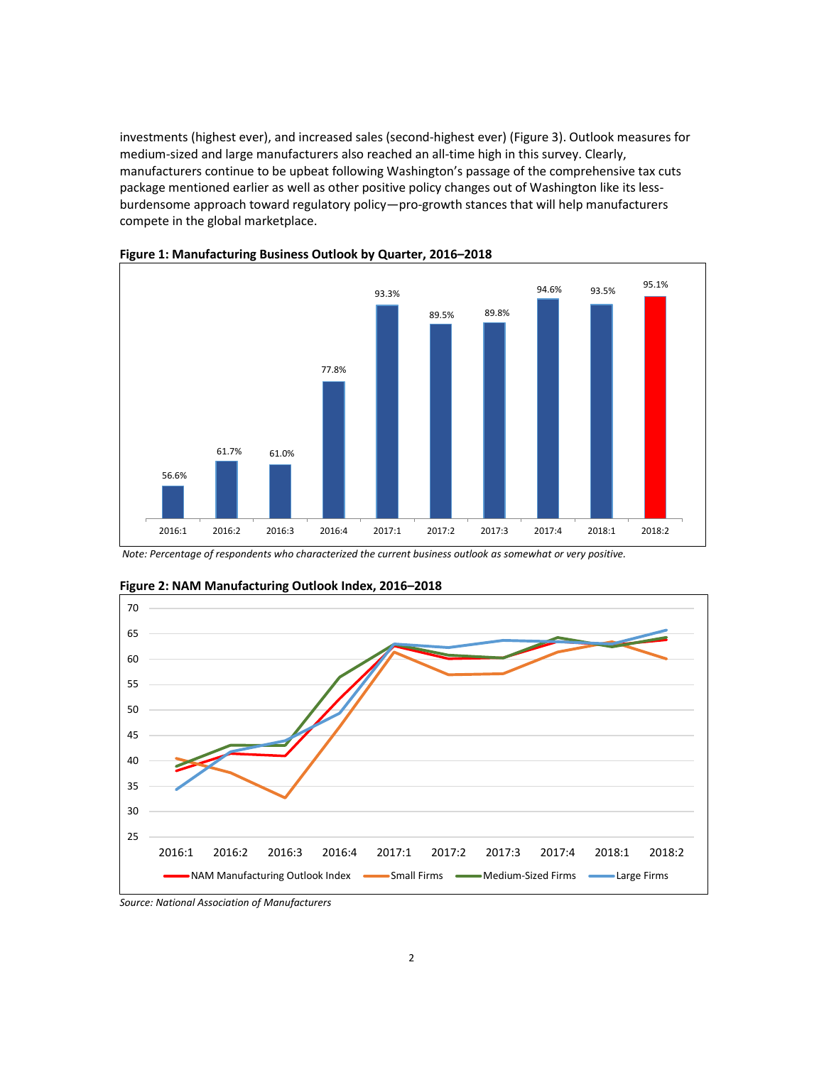investments (highest ever), and increased sales (second-highest ever) (Figure 3). Outlook measures for medium-sized and large manufacturers also reached an all-time high in this survey. Clearly, manufacturers continue to be upbeat following Washington's passage of the comprehensive tax cuts package mentioned earlier as well as other positive policy changes out of Washington like its less-burdensome approach toward regulatory policy—pro-growth stances that will help manufacturers compete in the global marketplace.

**Figure 1: Manufacturing Business Outlook by Quarter, 2016–2018**

| Quarter | 2016:1 | 2016:2 | 2016:3 | 2016:4 | 2017:1 | 2017:2 | 2017:3 | 2017:4 | 2018:1 | 2018:2 |
|---|---|---|---|---|---|---|---|---|---|---|
| Percent | 56.6% | 61.7% | 61.0% | 77.8% | 93.3% | 89.5% | 89.8% | 94.6% | 93.5% | 95.1% |

*Note: Percentage of respondents who characterized the current business outlook as somewhat or very positive.*

**Figure 2: NAM Manufacturing Outlook Index, 2016–2018**

Legend: NAM Manufacturing Outlook Index, Small Firms, Medium-Sized Firms, Large Firms

*Source: National Association of Manufacturers*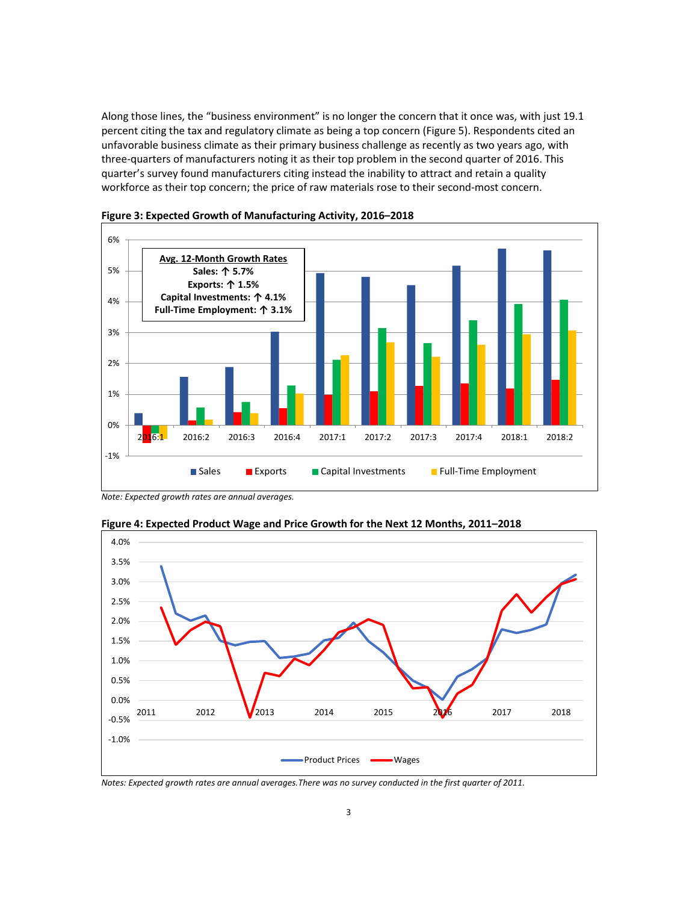Along those lines, the "business environment" is no longer the concern that it once was, with just 19.1 percent citing the tax and regulatory climate as being a top concern (Figure 5). Respondents cited an unfavorable business climate as their primary business challenge as recently as two years ago, with three-quarters of manufacturers noting it as their top problem in the second quarter of 2016. This quarter's survey found manufacturers citing instead the inability to attract and retain a quality workforce as their top concern; the price of raw materials rose to their second-most concern.

**Figure 3: Expected Growth of Manufacturing Activity, 2016–2018**

**Avg. 12-Month Growth Rates**
**Sales: ↑ 5.7%**
**Exports: ↑ 1.5%**
**Capital Investments: ↑ 4.1%**
**Full-Time Employment: ↑ 3.1%**

*Note: Expected growth rates are annual averages.*

**Figure 4: Expected Product Wage and Price Growth for the Next 12 Months, 2011–2018**

*Notes: Expected growth rates are annual averages.There was no survey conducted in the first quarter of 2011.*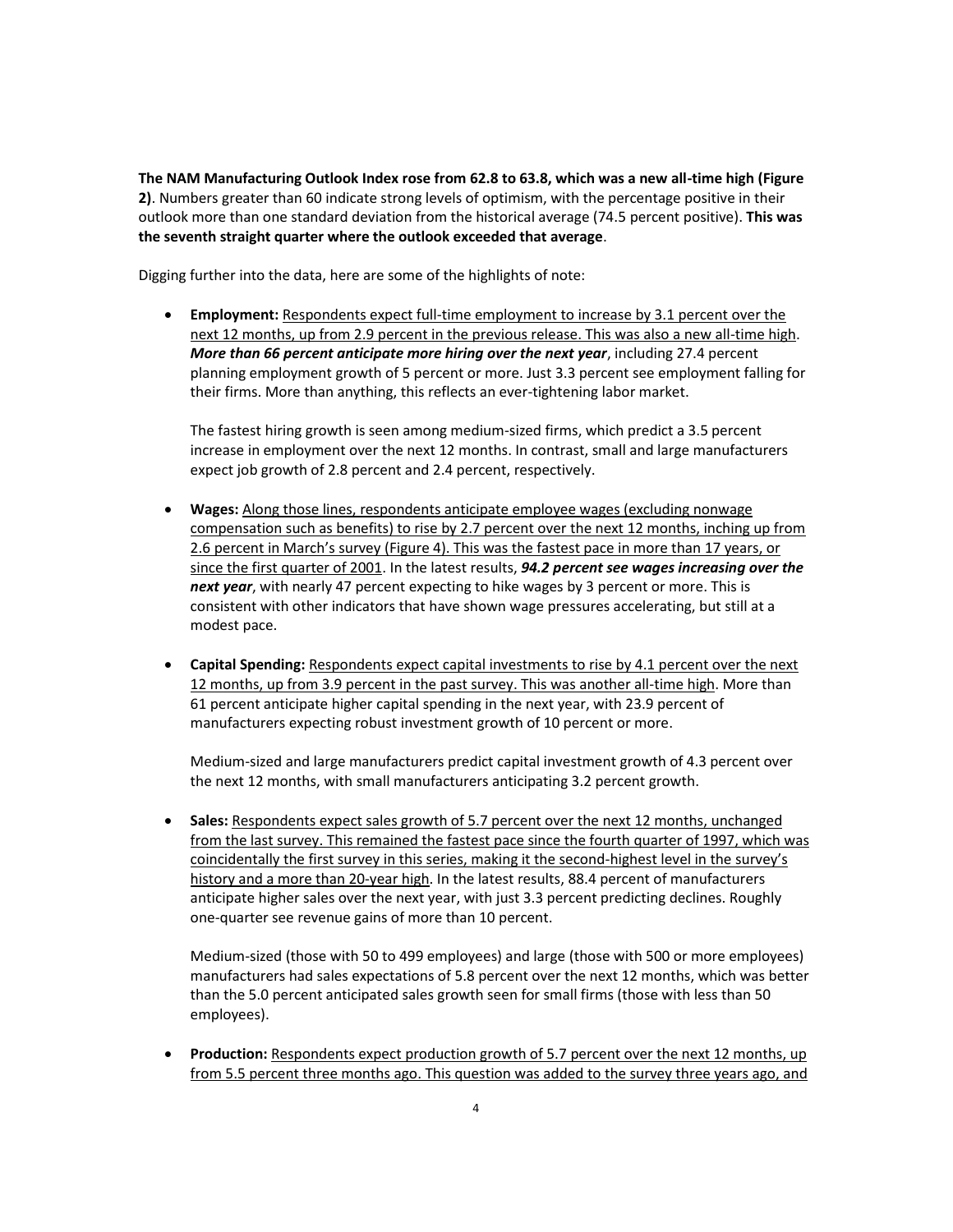**The NAM Manufacturing Outlook Index rose from 62.8 to 63.8, which was a new all-time high (Figure 2)**. Numbers greater than 60 indicate strong levels of optimism, with the percentage positive in their outlook more than one standard deviation from the historical average (74.5 percent positive). **This was the seventh straight quarter where the outlook exceeded that average**.

Digging further into the data, here are some of the highlights of note:

- **Employment:** <u>Respondents expect full-time employment to increase by 3.1 percent over the next 12 months, up from 2.9 percent in the previous release. This was also a new all-time high</u>. ***More than 66 percent anticipate more hiring over the next year***, including 27.4 percent planning employment growth of 5 percent or more. Just 3.3 percent see employment falling for their firms. More than anything, this reflects an ever-tightening labor market.

  The fastest hiring growth is seen among medium-sized firms, which predict a 3.5 percent increase in employment over the next 12 months. In contrast, small and large manufacturers expect job growth of 2.8 percent and 2.4 percent, respectively.

- **Wages:** <u>Along those lines, respondents anticipate employee wages (excluding nonwage compensation such as benefits) to rise by 2.7 percent over the next 12 months, inching up from 2.6 percent in March's survey (Figure 4). This was the fastest pace in more than 17 years, or since the first quarter of 2001</u>. In the latest results, ***94.2 percent see wages increasing over the next year***, with nearly 47 percent expecting to hike wages by 3 percent or more. This is consistent with other indicators that have shown wage pressures accelerating, but still at a modest pace.

- **Capital Spending:** <u>Respondents expect capital investments to rise by 4.1 percent over the next 12 months, up from 3.9 percent in the past survey. This was another all-time high</u>. More than 61 percent anticipate higher capital spending in the next year, with 23.9 percent of manufacturers expecting robust investment growth of 10 percent or more.

  Medium-sized and large manufacturers predict capital investment growth of 4.3 percent over the next 12 months, with small manufacturers anticipating 3.2 percent growth.

- **Sales:** <u>Respondents expect sales growth of 5.7 percent over the next 12 months, unchanged from the last survey. This remained the fastest pace since the fourth quarter of 1997, which was coincidentally the first survey in this series, making it the second-highest level in the survey's history and a more than 20-year high</u>. In the latest results, 88.4 percent of manufacturers anticipate higher sales over the next year, with just 3.3 percent predicting declines. Roughly one-quarter see revenue gains of more than 10 percent.

  Medium-sized (those with 50 to 499 employees) and large (those with 500 or more employees) manufacturers had sales expectations of 5.8 percent over the next 12 months, which was better than the 5.0 percent anticipated sales growth seen for small firms (those with less than 50 employees).

- **Production:** <u>Respondents expect production growth of 5.7 percent over the next 12 months, up from 5.5 percent three months ago. This question was added to the survey three years ago, and</u>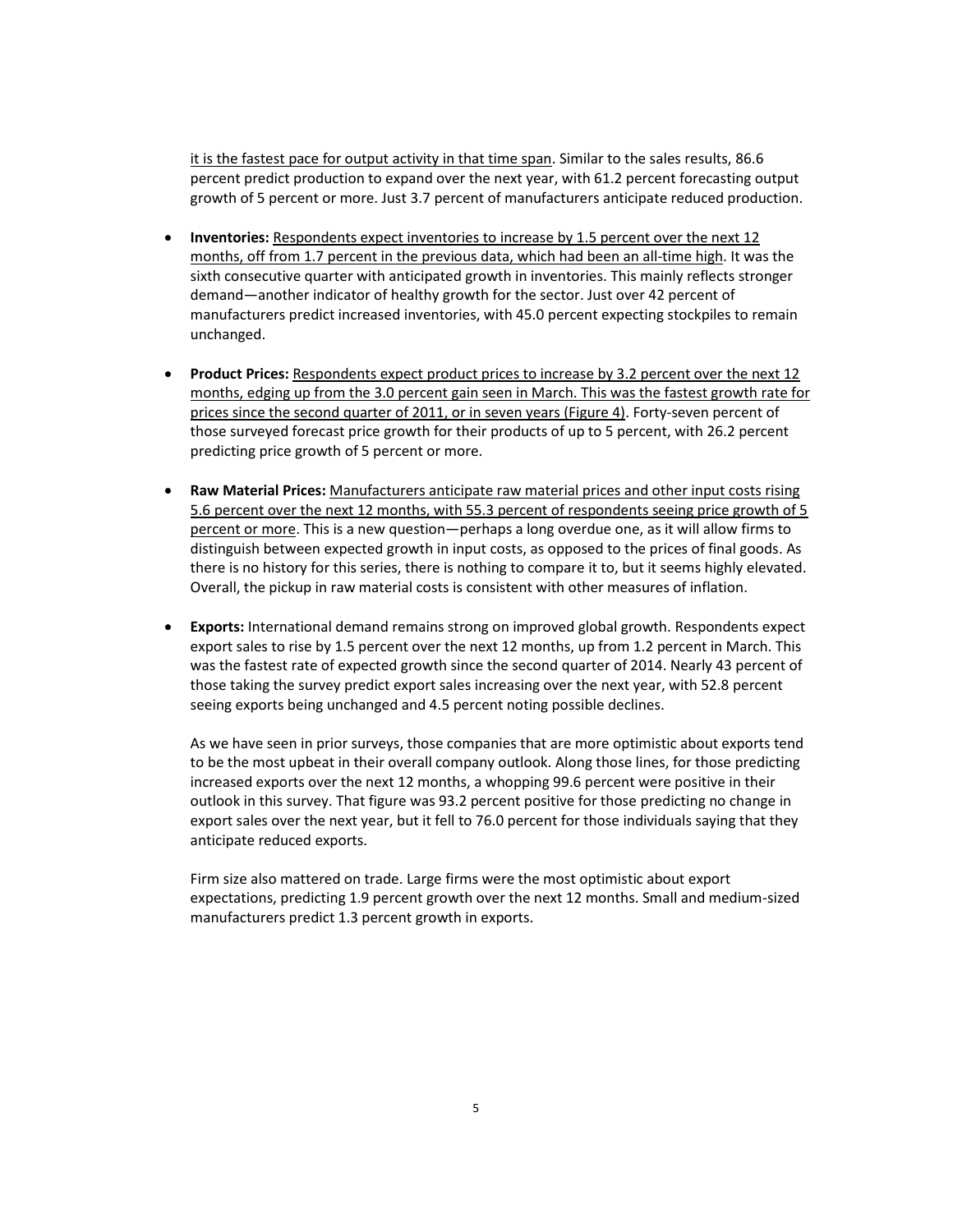it is the fastest pace for output activity in that time span. Similar to the sales results, 86.6 percent predict production to expand over the next year, with 61.2 percent forecasting output growth of 5 percent or more. Just 3.7 percent of manufacturers anticipate reduced production.

- **Inventories:** Respondents expect inventories to increase by 1.5 percent over the next 12 months, off from 1.7 percent in the previous data, which had been an all-time high. It was the sixth consecutive quarter with anticipated growth in inventories. This mainly reflects stronger demand—another indicator of healthy growth for the sector. Just over 42 percent of manufacturers predict increased inventories, with 45.0 percent expecting stockpiles to remain unchanged.

- **Product Prices:** Respondents expect product prices to increase by 3.2 percent over the next 12 months, edging up from the 3.0 percent gain seen in March. This was the fastest growth rate for prices since the second quarter of 2011, or in seven years (Figure 4). Forty-seven percent of those surveyed forecast price growth for their products of up to 5 percent, with 26.2 percent predicting price growth of 5 percent or more.

- **Raw Material Prices:** Manufacturers anticipate raw material prices and other input costs rising 5.6 percent over the next 12 months, with 55.3 percent of respondents seeing price growth of 5 percent or more. This is a new question—perhaps a long overdue one, as it will allow firms to distinguish between expected growth in input costs, as opposed to the prices of final goods. As there is no history for this series, there is nothing to compare it to, but it seems highly elevated. Overall, the pickup in raw material costs is consistent with other measures of inflation.

- **Exports:** International demand remains strong on improved global growth. Respondents expect export sales to rise by 1.5 percent over the next 12 months, up from 1.2 percent in March. This was the fastest rate of expected growth since the second quarter of 2014. Nearly 43 percent of those taking the survey predict export sales increasing over the next year, with 52.8 percent seeing exports being unchanged and 4.5 percent noting possible declines.

  As we have seen in prior surveys, those companies that are more optimistic about exports tend to be the most upbeat in their overall company outlook. Along those lines, for those predicting increased exports over the next 12 months, a whopping 99.6 percent were positive in their outlook in this survey. That figure was 93.2 percent positive for those predicting no change in export sales over the next year, but it fell to 76.0 percent for those individuals saying that they anticipate reduced exports.

  Firm size also mattered on trade. Large firms were the most optimistic about export expectations, predicting 1.9 percent growth over the next 12 months. Small and medium-sized manufacturers predict 1.3 percent growth in exports.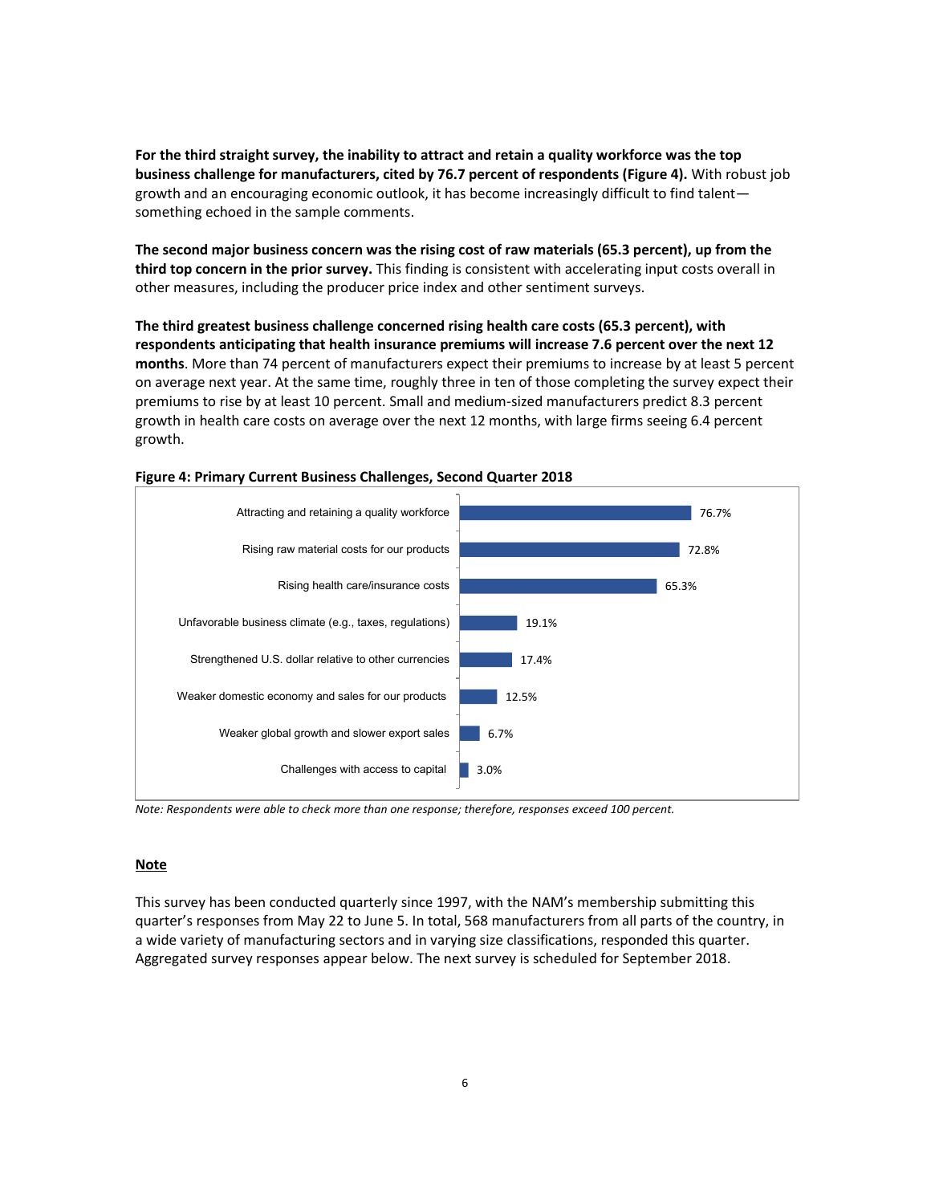**For the third straight survey, the inability to attract and retain a quality workforce was the top business challenge for manufacturers, cited by 76.7 percent of respondents (Figure 4).** With robust job growth and an encouraging economic outlook, it has become increasingly difficult to find talent—something echoed in the sample comments.

**The second major business concern was the rising cost of raw materials (65.3 percent), up from the third top concern in the prior survey.** This finding is consistent with accelerating input costs overall in other measures, including the producer price index and other sentiment surveys.

**The third greatest business challenge concerned rising health care costs (65.3 percent), with respondents anticipating that health insurance premiums will increase 7.6 percent over the next 12 months**. More than 74 percent of manufacturers expect their premiums to increase by at least 5 percent on average next year. At the same time, roughly three in ten of those completing the survey expect their premiums to rise by at least 10 percent. Small and medium-sized manufacturers predict 8.3 percent growth in health care costs on average over the next 12 months, with large firms seeing 6.4 percent growth.

**Figure 4: Primary Current Business Challenges, Second Quarter 2018**

| Challenge | Percent |
|---|---|
| Attracting and retaining a quality workforce | 76.7% |
| Rising raw material costs for our products | 72.8% |
| Rising health care/insurance costs | 65.3% |
| Unfavorable business climate (e.g., taxes, regulations) | 19.1% |
| Strengthened U.S. dollar relative to other currencies | 17.4% |
| Weaker domestic economy and sales for our products | 12.5% |
| Weaker global growth and slower export sales | 6.7% |
| Challenges with access to capital | 3.0% |

*Note: Respondents were able to check more than one response; therefore, responses exceed 100 percent.*

## Note

This survey has been conducted quarterly since 1997, with the NAM's membership submitting this quarter's responses from May 22 to June 5. In total, 568 manufacturers from all parts of the country, in a wide variety of manufacturing sectors and in varying size classifications, responded this quarter. Aggregated survey responses appear below. The next survey is scheduled for September 2018.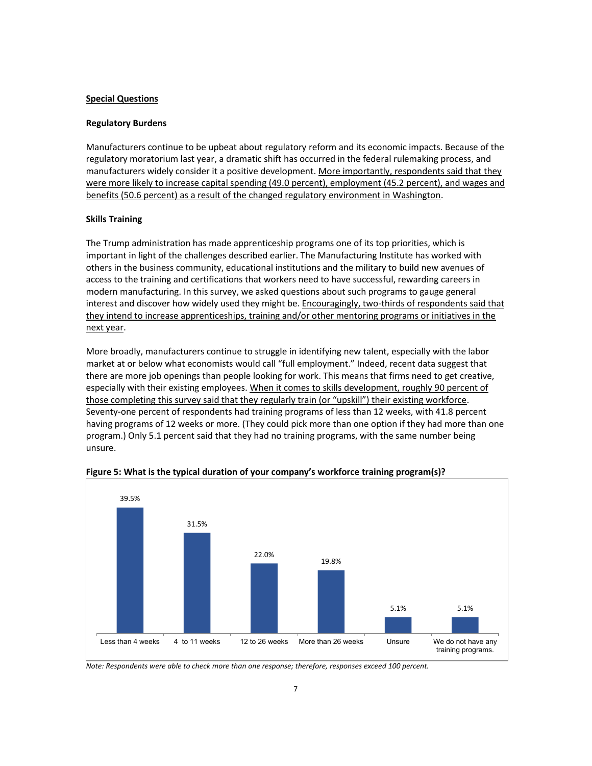## Special Questions

### Regulatory Burdens

Manufacturers continue to be upbeat about regulatory reform and its economic impacts. Because of the regulatory moratorium last year, a dramatic shift has occurred in the federal rulemaking process, and manufacturers widely consider it a positive development. More importantly, respondents said that they were more likely to increase capital spending (49.0 percent), employment (45.2 percent), and wages and benefits (50.6 percent) as a result of the changed regulatory environment in Washington.

### Skills Training

The Trump administration has made apprenticeship programs one of its top priorities, which is important in light of the challenges described earlier. The Manufacturing Institute has worked with others in the business community, educational institutions and the military to build new avenues of access to the training and certifications that workers need to have successful, rewarding careers in modern manufacturing. In this survey, we asked questions about such programs to gauge general interest and discover how widely used they might be. Encouragingly, two-thirds of respondents said that they intend to increase apprenticeships, training and/or other mentoring programs or initiatives in the next year.

More broadly, manufacturers continue to struggle in identifying new talent, especially with the labor market at or below what economists would call "full employment." Indeed, recent data suggest that there are more job openings than people looking for work. This means that firms need to get creative, especially with their existing employees. When it comes to skills development, roughly 90 percent of those completing this survey said that they regularly train (or "upskill") their existing workforce. Seventy-one percent of respondents had training programs of less than 12 weeks, with 41.8 percent having programs of 12 weeks or more. (They could pick more than one option if they had more than one program.) Only 5.1 percent said that they had no training programs, with the same number being unsure.

**Figure 5: What is the typical duration of your company's workforce training program(s)?**

| Response | Percent |
|---|---|
| Less than 4 weeks | 39.5% |
| 4 to 11 weeks | 31.5% |
| 12 to 26 weeks | 22.0% |
| More than 26 weeks | 19.8% |
| Unsure | 5.1% |
| We do not have any training programs. | 5.1% |

*Note: Respondents were able to check more than one response; therefore, responses exceed 100 percent.*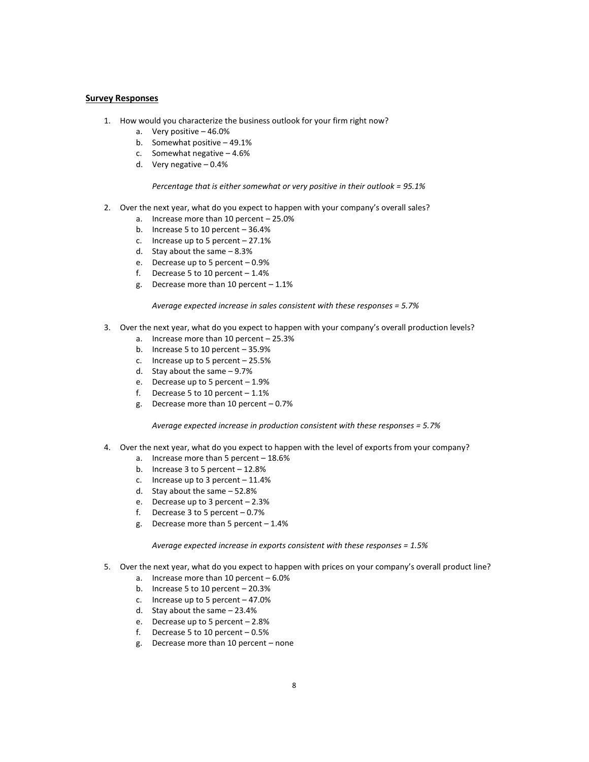## Survey Responses

1. How would you characterize the business outlook for your firm right now?
   a. Very positive – 46.0%
   b. Somewhat positive – 49.1%
   c. Somewhat negative – 4.6%
   d. Very negative – 0.4%

   *Percentage that is either somewhat or very positive in their outlook = 95.1%*

2. Over the next year, what do you expect to happen with your company's overall sales?
   a. Increase more than 10 percent – 25.0%
   b. Increase 5 to 10 percent – 36.4%
   c. Increase up to 5 percent – 27.1%
   d. Stay about the same – 8.3%
   e. Decrease up to 5 percent – 0.9%
   f. Decrease 5 to 10 percent – 1.4%
   g. Decrease more than 10 percent – 1.1%

   *Average expected increase in sales consistent with these responses = 5.7%*

3. Over the next year, what do you expect to happen with your company's overall production levels?
   a. Increase more than 10 percent – 25.3%
   b. Increase 5 to 10 percent – 35.9%
   c. Increase up to 5 percent – 25.5%
   d. Stay about the same – 9.7%
   e. Decrease up to 5 percent – 1.9%
   f. Decrease 5 to 10 percent – 1.1%
   g. Decrease more than 10 percent – 0.7%

   *Average expected increase in production consistent with these responses = 5.7%*

4. Over the next year, what do you expect to happen with the level of exports from your company?
   a. Increase more than 5 percent – 18.6%
   b. Increase 3 to 5 percent – 12.8%
   c. Increase up to 3 percent – 11.4%
   d. Stay about the same – 52.8%
   e. Decrease up to 3 percent – 2.3%
   f. Decrease 3 to 5 percent – 0.7%
   g. Decrease more than 5 percent – 1.4%

   *Average expected increase in exports consistent with these responses = 1.5%*

5. Over the next year, what do you expect to happen with prices on your company's overall product line?
   a. Increase more than 10 percent – 6.0%
   b. Increase 5 to 10 percent – 20.3%
   c. Increase up to 5 percent – 47.0%
   d. Stay about the same – 23.4%
   e. Decrease up to 5 percent – 2.8%
   f. Decrease 5 to 10 percent – 0.5%
   g. Decrease more than 10 percent – none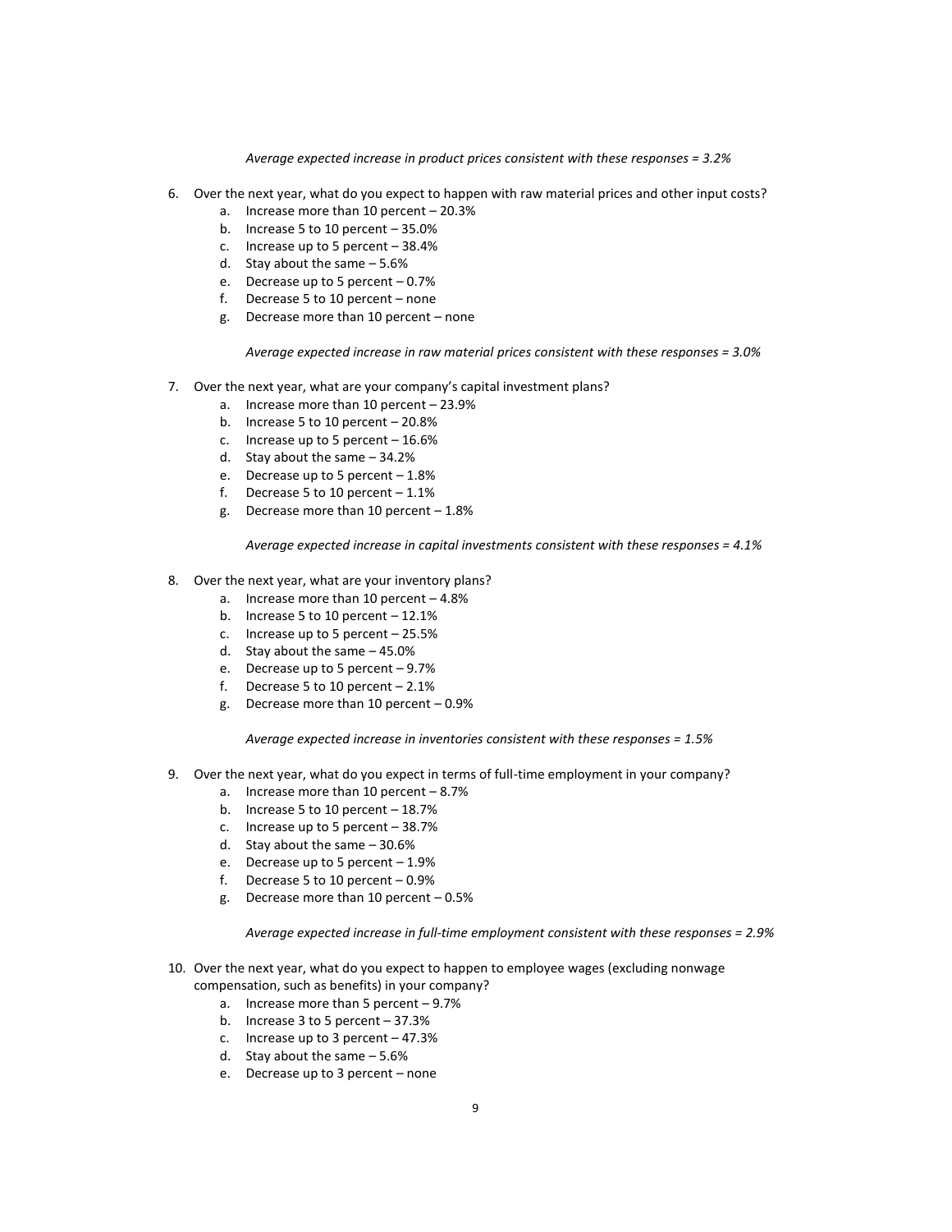*Average expected increase in product prices consistent with these responses = 3.2%*

6. Over the next year, what do you expect to happen with raw material prices and other input costs?
    a. Increase more than 10 percent – 20.3%
    b. Increase 5 to 10 percent – 35.0%
    c. Increase up to 5 percent – 38.4%
    d. Stay about the same – 5.6%
    e. Decrease up to 5 percent – 0.7%
    f. Decrease 5 to 10 percent – none
    g. Decrease more than 10 percent – none

    *Average expected increase in raw material prices consistent with these responses = 3.0%*

7. Over the next year, what are your company's capital investment plans?
    a. Increase more than 10 percent – 23.9%
    b. Increase 5 to 10 percent – 20.8%
    c. Increase up to 5 percent – 16.6%
    d. Stay about the same – 34.2%
    e. Decrease up to 5 percent – 1.8%
    f. Decrease 5 to 10 percent – 1.1%
    g. Decrease more than 10 percent – 1.8%

    *Average expected increase in capital investments consistent with these responses = 4.1%*

8. Over the next year, what are your inventory plans?
    a. Increase more than 10 percent – 4.8%
    b. Increase 5 to 10 percent – 12.1%
    c. Increase up to 5 percent – 25.5%
    d. Stay about the same – 45.0%
    e. Decrease up to 5 percent – 9.7%
    f. Decrease 5 to 10 percent – 2.1%
    g. Decrease more than 10 percent – 0.9%

    *Average expected increase in inventories consistent with these responses = 1.5%*

9. Over the next year, what do you expect in terms of full-time employment in your company?
    a. Increase more than 10 percent – 8.7%
    b. Increase 5 to 10 percent – 18.7%
    c. Increase up to 5 percent – 38.7%
    d. Stay about the same – 30.6%
    e. Decrease up to 5 percent – 1.9%
    f. Decrease 5 to 10 percent – 0.9%
    g. Decrease more than 10 percent – 0.5%

    *Average expected increase in full-time employment consistent with these responses = 2.9%*

10. Over the next year, what do you expect to happen to employee wages (excluding nonwage compensation, such as benefits) in your company?
    a. Increase more than 5 percent – 9.7%
    b. Increase 3 to 5 percent – 37.3%
    c. Increase up to 3 percent – 47.3%
    d. Stay about the same – 5.6%
    e. Decrease up to 3 percent – none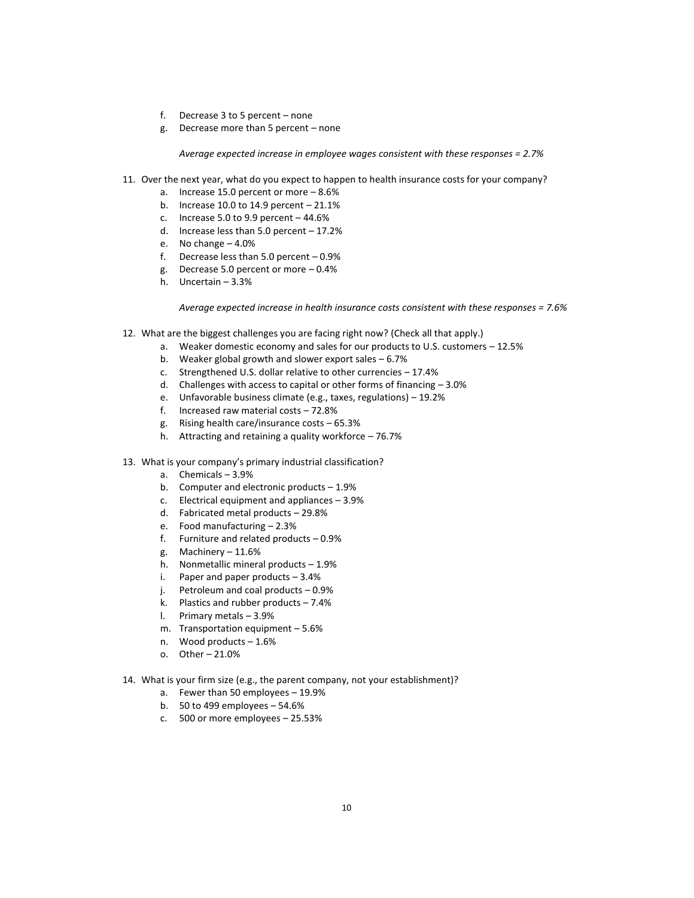f. Decrease 3 to 5 percent – none
g. Decrease more than 5 percent – none

*Average expected increase in employee wages consistent with these responses = 2.7%*

11. Over the next year, what do you expect to happen to health insurance costs for your company?
    a. Increase 15.0 percent or more – 8.6%
    b. Increase 10.0 to 14.9 percent – 21.1%
    c. Increase 5.0 to 9.9 percent – 44.6%
    d. Increase less than 5.0 percent – 17.2%
    e. No change – 4.0%
    f. Decrease less than 5.0 percent – 0.9%
    g. Decrease 5.0 percent or more – 0.4%
    h. Uncertain – 3.3%

    *Average expected increase in health insurance costs consistent with these responses = 7.6%*

12. What are the biggest challenges you are facing right now? (Check all that apply.)
    a. Weaker domestic economy and sales for our products to U.S. customers – 12.5%
    b. Weaker global growth and slower export sales – 6.7%
    c. Strengthened U.S. dollar relative to other currencies – 17.4%
    d. Challenges with access to capital or other forms of financing – 3.0%
    e. Unfavorable business climate (e.g., taxes, regulations) – 19.2%
    f. Increased raw material costs – 72.8%
    g. Rising health care/insurance costs – 65.3%
    h. Attracting and retaining a quality workforce – 76.7%

13. What is your company's primary industrial classification?
    a. Chemicals – 3.9%
    b. Computer and electronic products – 1.9%
    c. Electrical equipment and appliances – 3.9%
    d. Fabricated metal products – 29.8%
    e. Food manufacturing – 2.3%
    f. Furniture and related products – 0.9%
    g. Machinery – 11.6%
    h. Nonmetallic mineral products – 1.9%
    i. Paper and paper products – 3.4%
    j. Petroleum and coal products – 0.9%
    k. Plastics and rubber products – 7.4%
    l. Primary metals – 3.9%
    m. Transportation equipment – 5.6%
    n. Wood products – 1.6%
    o. Other – 21.0%

14. What is your firm size (e.g., the parent company, not your establishment)?
    a. Fewer than 50 employees – 19.9%
    b. 50 to 499 employees – 54.6%
    c. 500 or more employees – 25.53%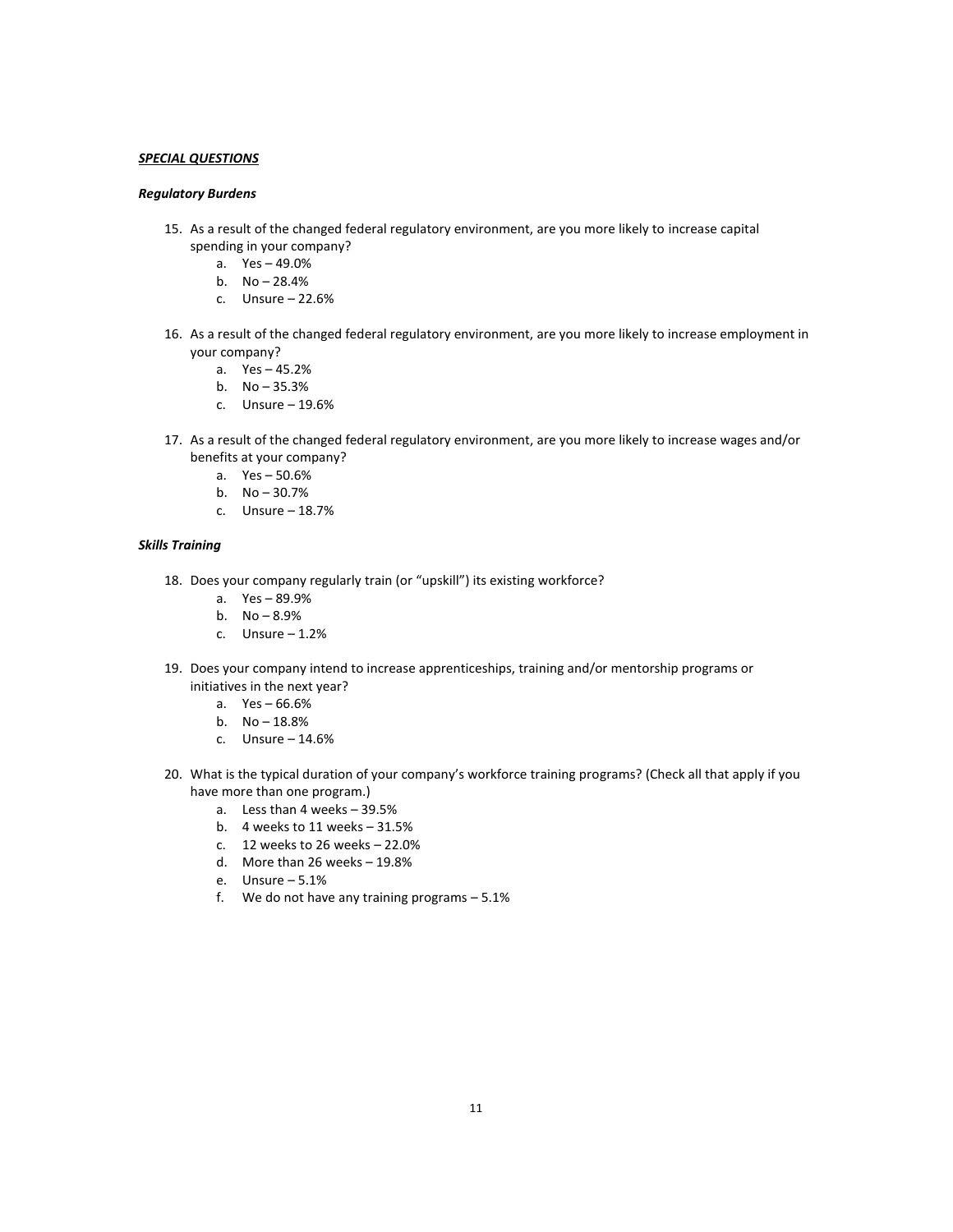***SPECIAL QUESTIONS***

***Regulatory Burdens***

15. As a result of the changed federal regulatory environment, are you more likely to increase capital spending in your company?
    a. Yes – 49.0%
    b. No – 28.4%
    c. Unsure – 22.6%

16. As a result of the changed federal regulatory environment, are you more likely to increase employment in your company?
    a. Yes – 45.2%
    b. No – 35.3%
    c. Unsure – 19.6%

17. As a result of the changed federal regulatory environment, are you more likely to increase wages and/or benefits at your company?
    a. Yes – 50.6%
    b. No – 30.7%
    c. Unsure – 18.7%

***Skills Training***

18. Does your company regularly train (or "upskill") its existing workforce?
    a. Yes – 89.9%
    b. No – 8.9%
    c. Unsure – 1.2%

19. Does your company intend to increase apprenticeships, training and/or mentorship programs or initiatives in the next year?
    a. Yes – 66.6%
    b. No – 18.8%
    c. Unsure – 14.6%

20. What is the typical duration of your company's workforce training programs? (Check all that apply if you have more than one program.)
    a. Less than 4 weeks – 39.5%
    b. 4 weeks to 11 weeks – 31.5%
    c. 12 weeks to 26 weeks – 22.0%
    d. More than 26 weeks – 19.8%
    e. Unsure – 5.1%
    f. We do not have any training programs – 5.1%